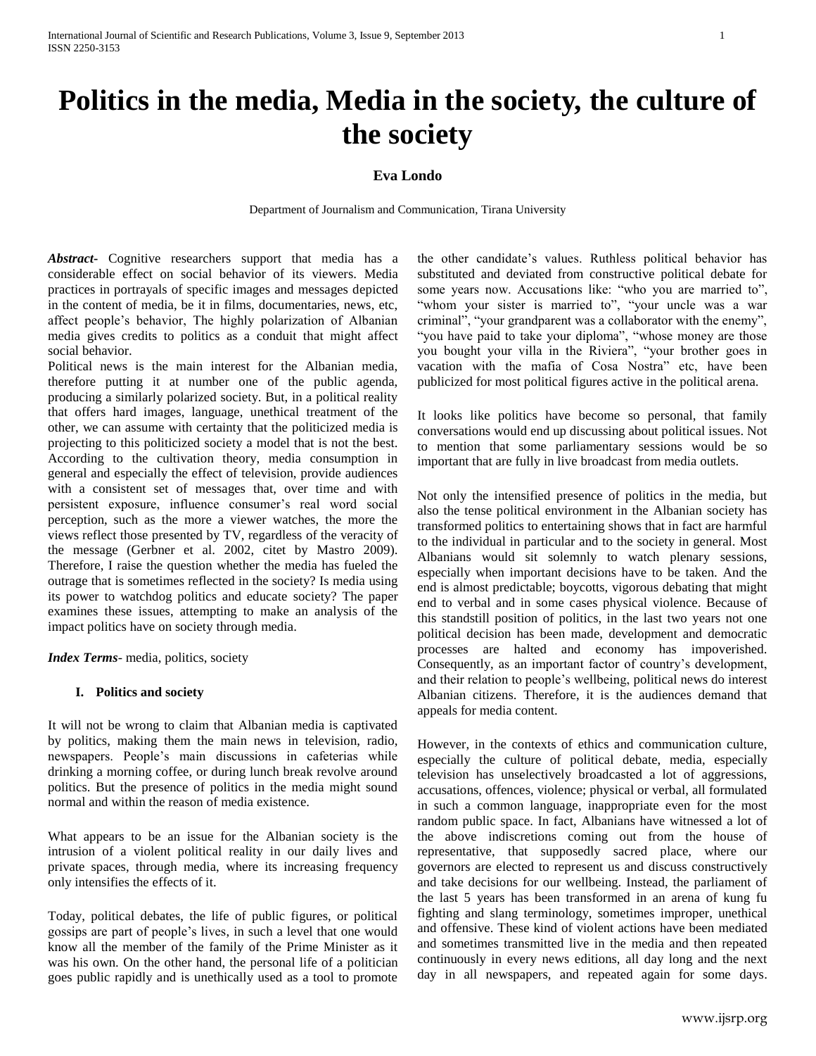# Politics in the media, Media in the society, the culture of the society

**Eva Londo**

Department of Journalism and Communication, Tirana University

***Abstract***- Cognitive researchers support that media has a considerable effect on social behavior of its viewers. Media practices in portrayals of specific images and messages depicted in the content of media, be it in films, documentaries, news, etc, affect people's behavior, The highly polarization of Albanian media gives credits to politics as a conduit that might affect social behavior.

Political news is the main interest for the Albanian media, therefore putting it at number one of the public agenda, producing a similarly polarized society. But, in a political reality that offers hard images, language, unethical treatment of the other, we can assume with certainty that the politicized media is projecting to this politicized society a model that is not the best. According to the cultivation theory, media consumption in general and especially the effect of television, provide audiences with a consistent set of messages that, over time and with persistent exposure, influence consumer's real word social perception, such as the more a viewer watches, the more the views reflect those presented by TV, regardless of the veracity of the message (Gerbner et al. 2002, citet by Mastro 2009). Therefore, I raise the question whether the media has fueled the outrage that is sometimes reflected in the society? Is media using its power to watchdog politics and educate society? The paper examines these issues, attempting to make an analysis of the impact politics have on society through media.

***Index Terms***- media, politics, society

## I. Politics and society

It will not be wrong to claim that Albanian media is captivated by politics, making them the main news in television, radio, newspapers. People's main discussions in cafeterias while drinking a morning coffee, or during lunch break revolve around politics. But the presence of politics in the media might sound normal and within the reason of media existence.

What appears to be an issue for the Albanian society is the intrusion of a violent political reality in our daily lives and private spaces, through media, where its increasing frequency only intensifies the effects of it.

Today, political debates, the life of public figures, or political gossips are part of people's lives, in such a level that one would know all the member of the family of the Prime Minister as it was his own. On the other hand, the personal life of a politician goes public rapidly and is unethically used as a tool to promote the other candidate's values. Ruthless political behavior has substituted and deviated from constructive political debate for some years now. Accusations like: "who you are married to", "whom your sister is married to", "your uncle was a war criminal", "your grandparent was a collaborator with the enemy", "you have paid to take your diploma", "whose money are those you bought your villa in the Riviera", "your brother goes in vacation with the mafia of Cosa Nostra" etc, have been publicized for most political figures active in the political arena.

It looks like politics have become so personal, that family conversations would end up discussing about political issues. Not to mention that some parliamentary sessions would be so important that are fully in live broadcast from media outlets.

Not only the intensified presence of politics in the media, but also the tense political environment in the Albanian society has transformed politics to entertaining shows that in fact are harmful to the individual in particular and to the society in general. Most Albanians would sit solemnly to watch plenary sessions, especially when important decisions have to be taken. And the end is almost predictable; boycotts, vigorous debating that might end to verbal and in some cases physical violence. Because of this standstill position of politics, in the last two years not one political decision has been made, development and democratic processes are halted and economy has impoverished. Consequently, as an important factor of country's development, and their relation to people's wellbeing, political news do interest Albanian citizens. Therefore, it is the audiences demand that appeals for media content.

However, in the contexts of ethics and communication culture, especially the culture of political debate, media, especially television has unselectively broadcasted a lot of aggressions, accusations, offences, violence; physical or verbal, all formulated in such a common language, inappropriate even for the most random public space. In fact, Albanians have witnessed a lot of the above indiscretions coming out from the house of representative, that supposedly sacred place, where our governors are elected to represent us and discuss constructively and take decisions for our wellbeing. Instead, the parliament of the last 5 years has been transformed in an arena of kung fu fighting and slang terminology, sometimes improper, unethical and offensive. These kind of violent actions have been mediated and sometimes transmitted live in the media and then repeated continuously in every news editions, all day long and the next day in all newspapers, and repeated again for some days.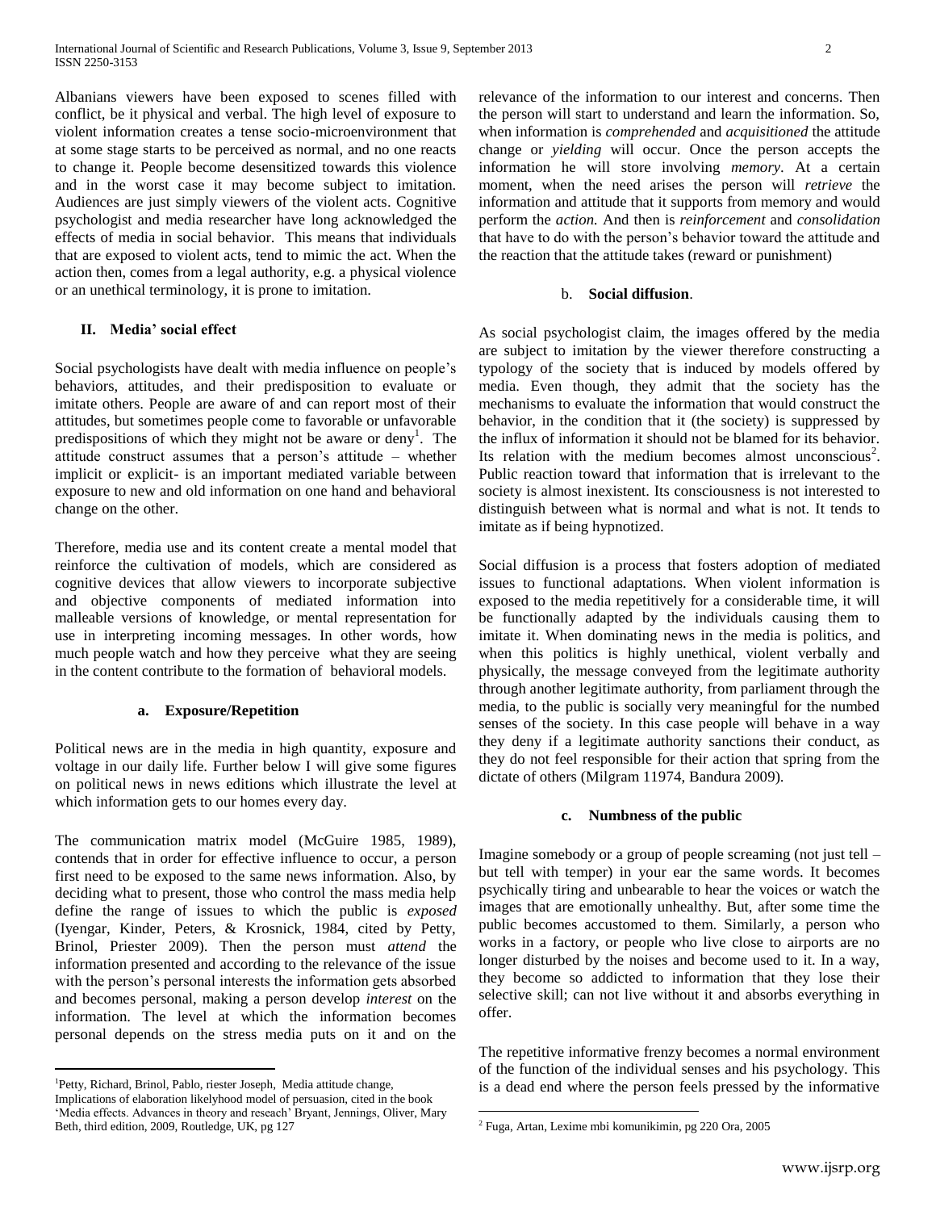Albanians viewers have been exposed to scenes filled with conflict, be it physical and verbal. The high level of exposure to violent information creates a tense socio-microenvironment that at some stage starts to be perceived as normal, and no one reacts to change it. People become desensitized towards this violence and in the worst case it may become subject to imitation. Audiences are just simply viewers of the violent acts. Cognitive psychologist and media researcher have long acknowledged the effects of media in social behavior. This means that individuals that are exposed to violent acts, tend to mimic the act. When the action then, comes from a legal authority, e.g. a physical violence or an unethical terminology, it is prone to imitation.

## II. Media' social effect

Social psychologists have dealt with media influence on people's behaviors, attitudes, and their predisposition to evaluate or imitate others. People are aware of and can report most of their attitudes, but sometimes people come to favorable or unfavorable predispositions of which they might not be aware or deny[1]. The attitude construct assumes that a person's attitude – whether implicit or explicit- is an important mediated variable between exposure to new and old information on one hand and behavioral change on the other.

Therefore, media use and its content create a mental model that reinforce the cultivation of models, which are considered as cognitive devices that allow viewers to incorporate subjective and objective components of mediated information into malleable versions of knowledge, or mental representation for use in interpreting incoming messages. In other words, how much people watch and how they perceive what they are seeing in the content contribute to the formation of behavioral models.

### a. Exposure/Repetition

Political news are in the media in high quantity, exposure and voltage in our daily life. Further below I will give some figures on political news in news editions which illustrate the level at which information gets to our homes every day.

The communication matrix model (McGuire 1985, 1989), contends that in order for effective influence to occur, a person first need to be exposed to the same news information. Also, by deciding what to present, those who control the mass media help define the range of issues to which the public is *exposed* (Iyengar, Kinder, Peters, & Krosnick, 1984, cited by Petty, Brinol, Priester 2009). Then the person must *attend* the information presented and according to the relevance of the issue with the person's personal interests the information gets absorbed and becomes personal, making a person develop *interest* on the information. The level at which the information becomes personal depends on the stress media puts on it and on the relevance of the information to our interest and concerns. Then the person will start to understand and learn the information. So, when information is *comprehended* and *acquisitioned* the attitude change or *yielding* will occur. Once the person accepts the information he will store involving *memory*. At a certain moment, when the need arises the person will *retrieve* the information and attitude that it supports from memory and would perform the *action.* And then is *reinforcement* and *consolidation* that have to do with the person's behavior toward the attitude and the reaction that the attitude takes (reward or punishment)

### b. Social diffusion.

As social psychologist claim, the images offered by the media are subject to imitation by the viewer therefore constructing a typology of the society that is induced by models offered by media. Even though, they admit that the society has the mechanisms to evaluate the information that would construct the behavior, in the condition that it (the society) is suppressed by the influx of information it should not be blamed for its behavior. Its relation with the medium becomes almost unconscious[2]. Public reaction toward that information that is irrelevant to the society is almost inexistent. Its consciousness is not interested to distinguish between what is normal and what is not. It tends to imitate as if being hypnotized.

Social diffusion is a process that fosters adoption of mediated issues to functional adaptations. When violent information is exposed to the media repetitively for a considerable time, it will be functionally adapted by the individuals causing them to imitate it. When dominating news in the media is politics, and when this politics is highly unethical, violent verbally and physically, the message conveyed from the legitimate authority through another legitimate authority, from parliament through the media, to the public is socially very meaningful for the numbed senses of the society. In this case people will behave in a way they deny if a legitimate authority sanctions their conduct, as they do not feel responsible for their action that spring from the dictate of others (Milgram 11974, Bandura 2009).

### c. Numbness of the public

Imagine somebody or a group of people screaming (not just tell – but tell with temper) in your ear the same words. It becomes psychically tiring and unbearable to hear the voices or watch the images that are emotionally unhealthy. But, after some time the public becomes accustomed to them. Similarly, a person who works in a factory, or people who live close to airports are no longer disturbed by the noises and become used to it. In a way, they become so addicted to information that they lose their selective skill; can not live without it and absorbs everything in offer.

The repetitive informative frenzy becomes a normal environment of the function of the individual senses and his psychology. This is a dead end where the person feels pressed by the informative

---

[1] Petty, Richard, Brinol, Pablo, riester Joseph, Media attitude change, Implications of elaboration likelyhood model of persuasion, cited in the book 'Media effects. Advances in theory and reseach' Bryant, Jennings, Oliver, Mary Beth, third edition, 2009, Routledge, UK, pg 127

[2] Fuga, Artan, Lexime mbi komunikimin, pg 220 Ora, 2005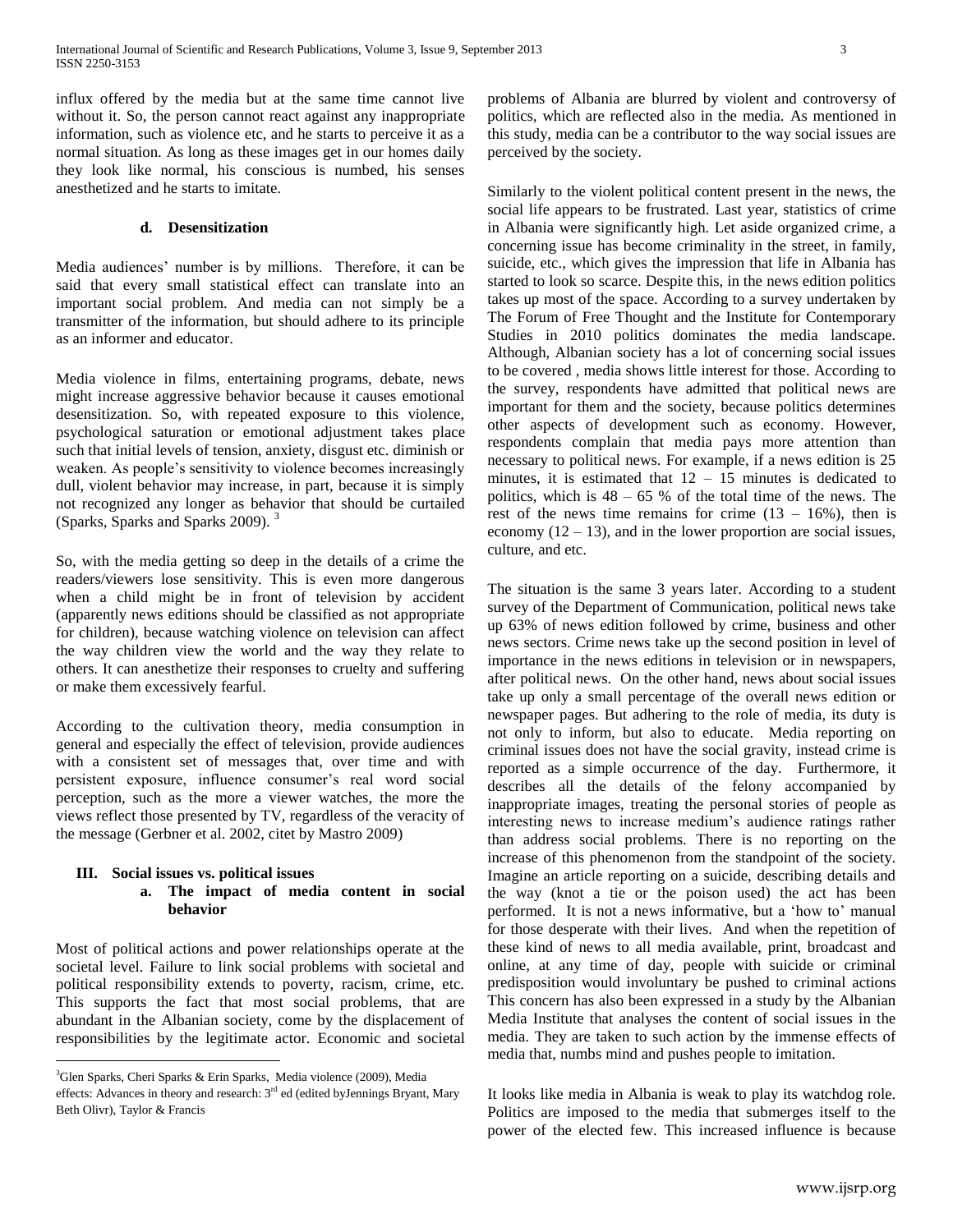influx offered by the media but at the same time cannot live without it. So, the person cannot react against any inappropriate information, such as violence etc, and he starts to perceive it as a normal situation. As long as these images get in our homes daily they look like normal, his conscious is numbed, his senses anesthetized and he starts to imitate.

#### d. Desensitization

Media audiences' number is by millions. Therefore, it can be said that every small statistical effect can translate into an important social problem. And media can not simply be a transmitter of the information, but should adhere to its principle as an informer and educator.

Media violence in films, entertaining programs, debate, news might increase aggressive behavior because it causes emotional desensitization. So, with repeated exposure to this violence, psychological saturation or emotional adjustment takes place such that initial levels of tension, anxiety, disgust etc. diminish or weaken. As people's sensitivity to violence becomes increasingly dull, violent behavior may increase, in part, because it is simply not recognized any longer as behavior that should be curtailed (Sparks, Sparks and Sparks 2009). [3]

So, with the media getting so deep in the details of a crime the readers/viewers lose sensitivity. This is even more dangerous when a child might be in front of television by accident (apparently news editions should be classified as not appropriate for children), because watching violence on television can affect the way children view the world and the way they relate to others. It can anesthetize their responses to cruelty and suffering or make them excessively fearful.

According to the cultivation theory, media consumption in general and especially the effect of television, provide audiences with a consistent set of messages that, over time and with persistent exposure, influence consumer's real word social perception, such as the more a viewer watches, the more the views reflect those presented by TV, regardless of the veracity of the message (Gerbner et al. 2002, citet by Mastro 2009)

## III. Social issues vs. political issues

### a. The impact of media content in social behavior

Most of political actions and power relationships operate at the societal level. Failure to link social problems with societal and political responsibility extends to poverty, racism, crime, etc. This supports the fact that most social problems, that are abundant in the Albanian society, come by the displacement of responsibilities by the legitimate actor. Economic and societal problems of Albania are blurred by violent and controversy of politics, which are reflected also in the media. As mentioned in this study, media can be a contributor to the way social issues are perceived by the society.

Similarly to the violent political content present in the news, the social life appears to be frustrated. Last year, statistics of crime in Albania were significantly high. Let aside organized crime, a concerning issue has become criminality in the street, in family, suicide, etc., which gives the impression that life in Albania has started to look so scarce. Despite this, in the news edition politics takes up most of the space. According to a survey undertaken by The Forum of Free Thought and the Institute for Contemporary Studies in 2010 politics dominates the media landscape. Although, Albanian society has a lot of concerning social issues to be covered , media shows little interest for those. According to the survey, respondents have admitted that political news are important for them and the society, because politics determines other aspects of development such as economy. However, respondents complain that media pays more attention than necessary to political news. For example, if a news edition is 25 minutes, it is estimated that 12 – 15 minutes is dedicated to politics, which is 48 – 65 % of the total time of the news. The rest of the news time remains for crime (13 – 16%), then is economy (12 – 13), and in the lower proportion are social issues, culture, and etc.

The situation is the same 3 years later. According to a student survey of the Department of Communication, political news take up 63% of news edition followed by crime, business and other news sectors. Crime news take up the second position in level of importance in the news editions in television or in newspapers, after political news. On the other hand, news about social issues take up only a small percentage of the overall news edition or newspaper pages. But adhering to the role of media, its duty is not only to inform, but also to educate. Media reporting on criminal issues does not have the social gravity, instead crime is reported as a simple occurrence of the day. Furthermore, it describes all the details of the felony accompanied by inappropriate images, treating the personal stories of people as interesting news to increase medium's audience ratings rather than address social problems. There is no reporting on the increase of this phenomenon from the standpoint of the society. Imagine an article reporting on a suicide, describing details and the way (knot a tie or the poison used) the act has been performed. It is not a news informative, but a 'how to' manual for those desperate with their lives. And when the repetition of these kind of news to all media available, print, broadcast and online, at any time of day, people with suicide or criminal predisposition would involuntary be pushed to criminal actions This concern has also been expressed in a study by the Albanian Media Institute that analyses the content of social issues in the media. They are taken to such action by the immense effects of media that, numbs mind and pushes people to imitation.

It looks like media in Albania is weak to play its watchdog role. Politics are imposed to the media that submerges itself to the power of the elected few. This increased influence is because

---

[3] Glen Sparks, Cheri Sparks & Erin Sparks, Media violence (2009), Media effects: Advances in theory and research: 3rd ed (edited byJennings Bryant, Mary Beth Olivr), Taylor & Francis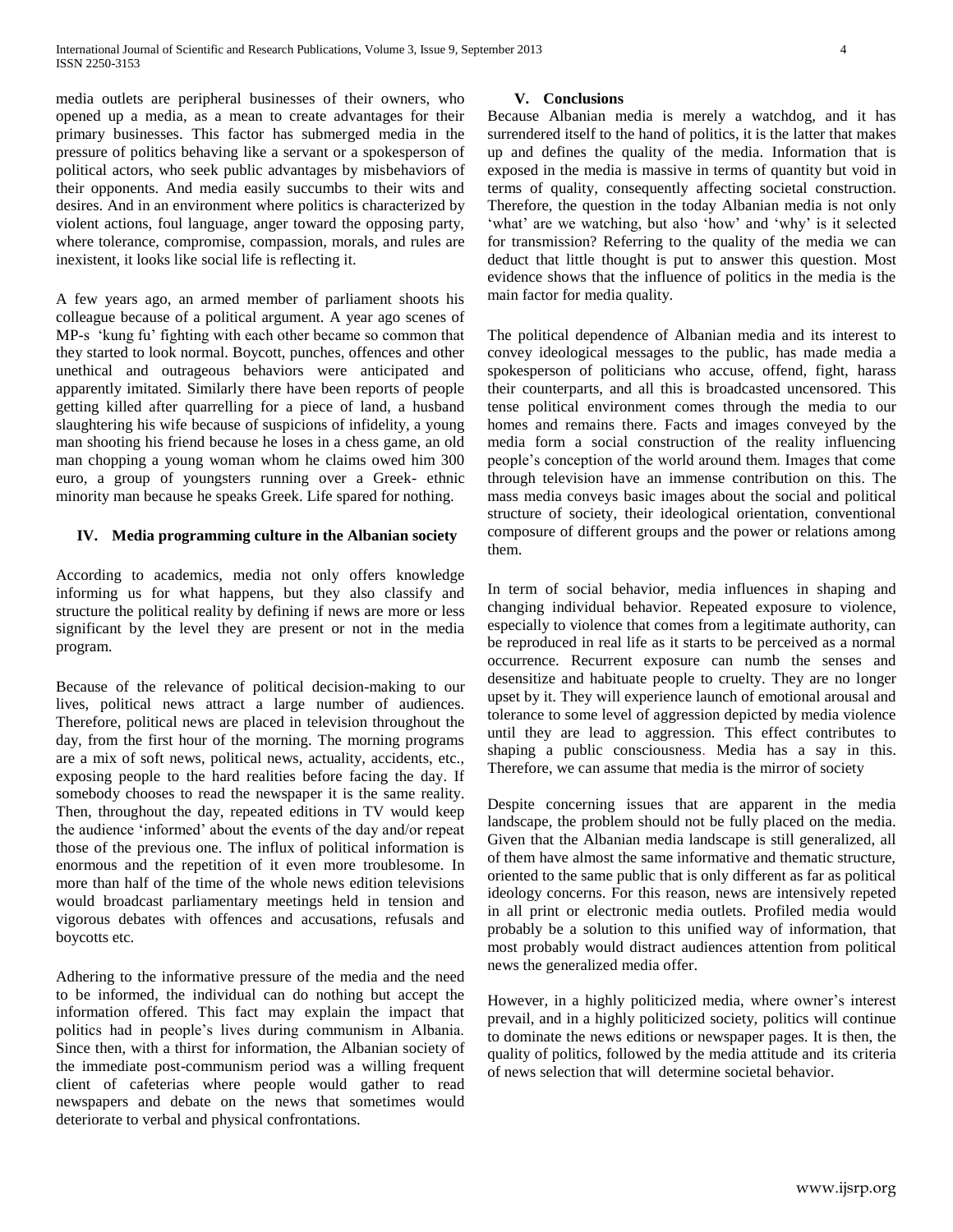media outlets are peripheral businesses of their owners, who opened up a media, as a mean to create advantages for their primary businesses. This factor has submerged media in the pressure of politics behaving like a servant or a spokesperson of political actors, who seek public advantages by misbehaviors of their opponents. And media easily succumbs to their wits and desires. And in an environment where politics is characterized by violent actions, foul language, anger toward the opposing party, where tolerance, compromise, compassion, morals, and rules are inexistent, it looks like social life is reflecting it.

A few years ago, an armed member of parliament shoots his colleague because of a political argument. A year ago scenes of MP-s 'kung fu' fighting with each other became so common that they started to look normal. Boycott, punches, offences and other unethical and outrageous behaviors were anticipated and apparently imitated. Similarly there have been reports of people getting killed after quarrelling for a piece of land, a husband slaughtering his wife because of suspicions of infidelity, a young man shooting his friend because he loses in a chess game, an old man chopping a young woman whom he claims owed him 300 euro, a group of youngsters running over a Greek- ethnic minority man because he speaks Greek. Life spared for nothing.

## IV. Media programming culture in the Albanian society

According to academics, media not only offers knowledge informing us for what happens, but they also classify and structure the political reality by defining if news are more or less significant by the level they are present or not in the media program.

Because of the relevance of political decision-making to our lives, political news attract a large number of audiences. Therefore, political news are placed in television throughout the day, from the first hour of the morning. The morning programs are a mix of soft news, political news, actuality, accidents, etc., exposing people to the hard realities before facing the day. If somebody chooses to read the newspaper it is the same reality. Then, throughout the day, repeated editions in TV would keep the audience 'informed' about the events of the day and/or repeat those of the previous one. The influx of political information is enormous and the repetition of it even more troublesome. In more than half of the time of the whole news edition televisions would broadcast parliamentary meetings held in tension and vigorous debates with offences and accusations, refusals and boycotts etc.

Adhering to the informative pressure of the media and the need to be informed, the individual can do nothing but accept the information offered. This fact may explain the impact that politics had in people's lives during communism in Albania. Since then, with a thirst for information, the Albanian society of the immediate post-communism period was a willing frequent client of cafeterias where people would gather to read newspapers and debate on the news that sometimes would deteriorate to verbal and physical confrontations.

## V. Conclusions

Because Albanian media is merely a watchdog, and it has surrendered itself to the hand of politics, it is the latter that makes up and defines the quality of the media. Information that is exposed in the media is massive in terms of quantity but void in terms of quality, consequently affecting societal construction. Therefore, the question in the today Albanian media is not only 'what' are we watching, but also 'how' and 'why' is it selected for transmission? Referring to the quality of the media we can deduct that little thought is put to answer this question. Most evidence shows that the influence of politics in the media is the main factor for media quality.

The political dependence of Albanian media and its interest to convey ideological messages to the public, has made media a spokesperson of politicians who accuse, offend, fight, harass their counterparts, and all this is broadcasted uncensored. This tense political environment comes through the media to our homes and remains there. Facts and images conveyed by the media form a social construction of the reality influencing people's conception of the world around them. Images that come through television have an immense contribution on this. The mass media conveys basic images about the social and political structure of society, their ideological orientation, conventional composure of different groups and the power or relations among them.

In term of social behavior, media influences in shaping and changing individual behavior. Repeated exposure to violence, especially to violence that comes from a legitimate authority, can be reproduced in real life as it starts to be perceived as a normal occurrence. Recurrent exposure can numb the senses and desensitize and habituate people to cruelty. They are no longer upset by it. They will experience launch of emotional arousal and tolerance to some level of aggression depicted by media violence until they are lead to aggression. This effect contributes to shaping a public consciousness. Media has a say in this. Therefore, we can assume that media is the mirror of society

Despite concerning issues that are apparent in the media landscape, the problem should not be fully placed on the media. Given that the Albanian media landscape is still generalized, all of them have almost the same informative and thematic structure, oriented to the same public that is only different as far as political ideology concerns. For this reason, news are intensively repeted in all print or electronic media outlets. Profiled media would probably be a solution to this unified way of information, that most probably would distract audiences attention from political news the generalized media offer.

However, in a highly politicized media, where owner's interest prevail, and in a highly politicized society, politics will continue to dominate the news editions or newspaper pages. It is then, the quality of politics, followed by the media attitude and its criteria of news selection that will determine societal behavior.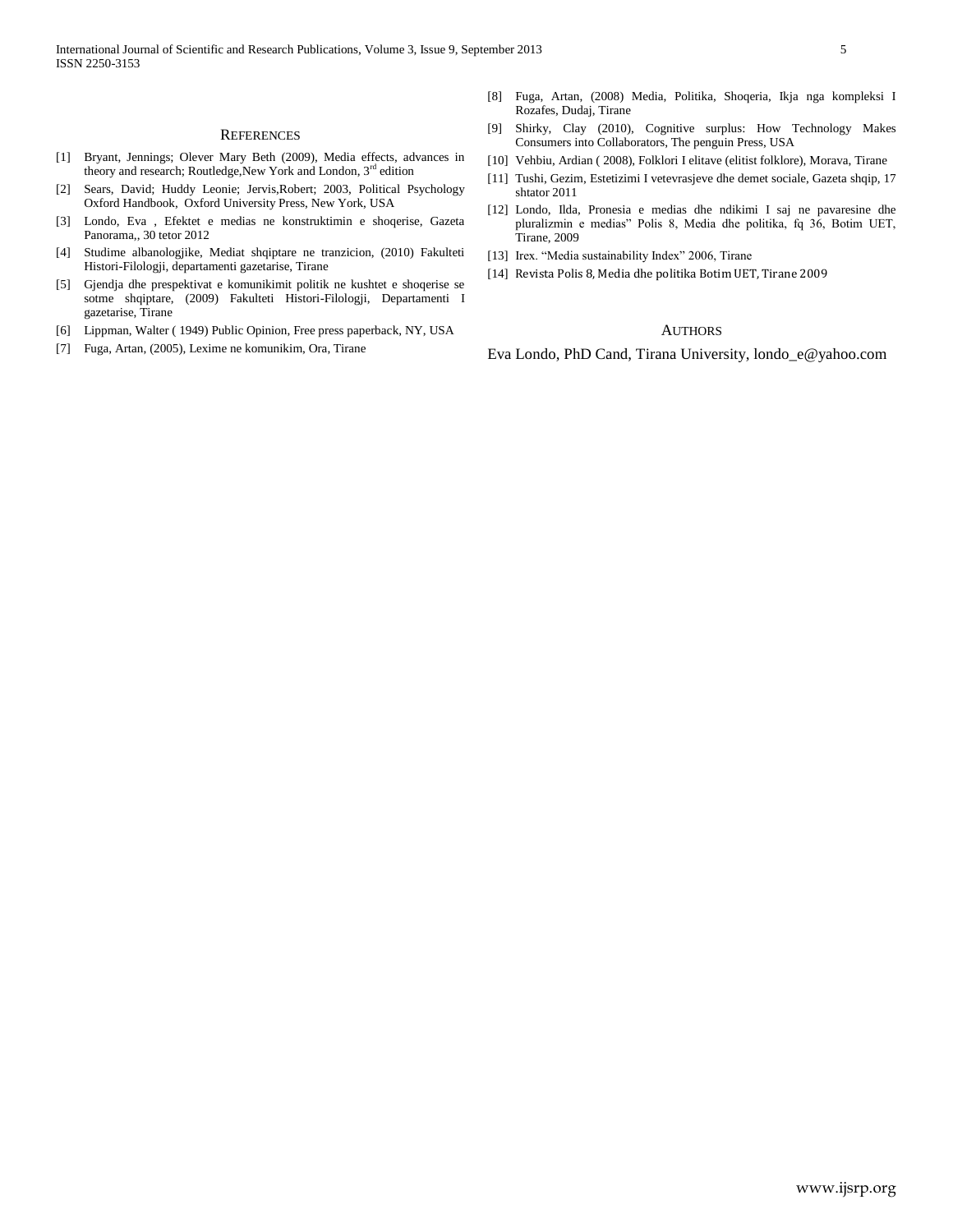## REFERENCES

[1] Bryant, Jennings; Olever Mary Beth (2009), Media effects, advances in theory and research; Routledge,New York and London, 3rd edition

[2] Sears, David; Huddy Leonie; Jervis,Robert; 2003, Political Psychology Oxford Handbook, Oxford University Press, New York, USA

[3] Londo, Eva , Efektet e medias ne konstruktimin e shoqerise, Gazeta Panorama,, 30 tetor 2012

[4] Studime albanologjike, Mediat shqiptare ne tranzicion, (2010) Fakulteti Histori-Filologji, departamenti gazetarise, Tirane

[5] Gjendja dhe prespektivat e komunikimit politik ne kushtet e shoqerise se sotme shqiptare, (2009) Fakulteti Histori-Filologji, Departamenti I gazetarise, Tirane

[6] Lippman, Walter ( 1949) Public Opinion, Free press paperback, NY, USA

[7] Fuga, Artan, (2005), Lexime ne komunikim, Ora, Tirane

[8] Fuga, Artan, (2008) Media, Politika, Shoqeria, Ikja nga kompleksi I Rozafes, Dudaj, Tirane

[9] Shirky, Clay (2010), Cognitive surplus: How Technology Makes Consumers into Collaborators, The penguin Press, USA

[10] Vehbiu, Ardian ( 2008), Folklori I elitave (elitist folklore), Morava, Tirane

[11] Tushi, Gezim, Estetizimi I vetevrasjeve dhe demet sociale, Gazeta shqip, 17 shtator 2011

[12] Londo, Ilda, Pronesia e medias dhe ndikimi I saj ne pavaresine dhe pluralizmin e medias" Polis 8, Media dhe politika, fq 36, Botim UET, Tirane, 2009

[13] Irex. "Media sustainability Index" 2006, Tirane

[14] Revista Polis 8, Media dhe politika Botim UET, Tirane 2009

## AUTHORS

Eva Londo, PhD Cand, Tirana University, londo_e@yahoo.com